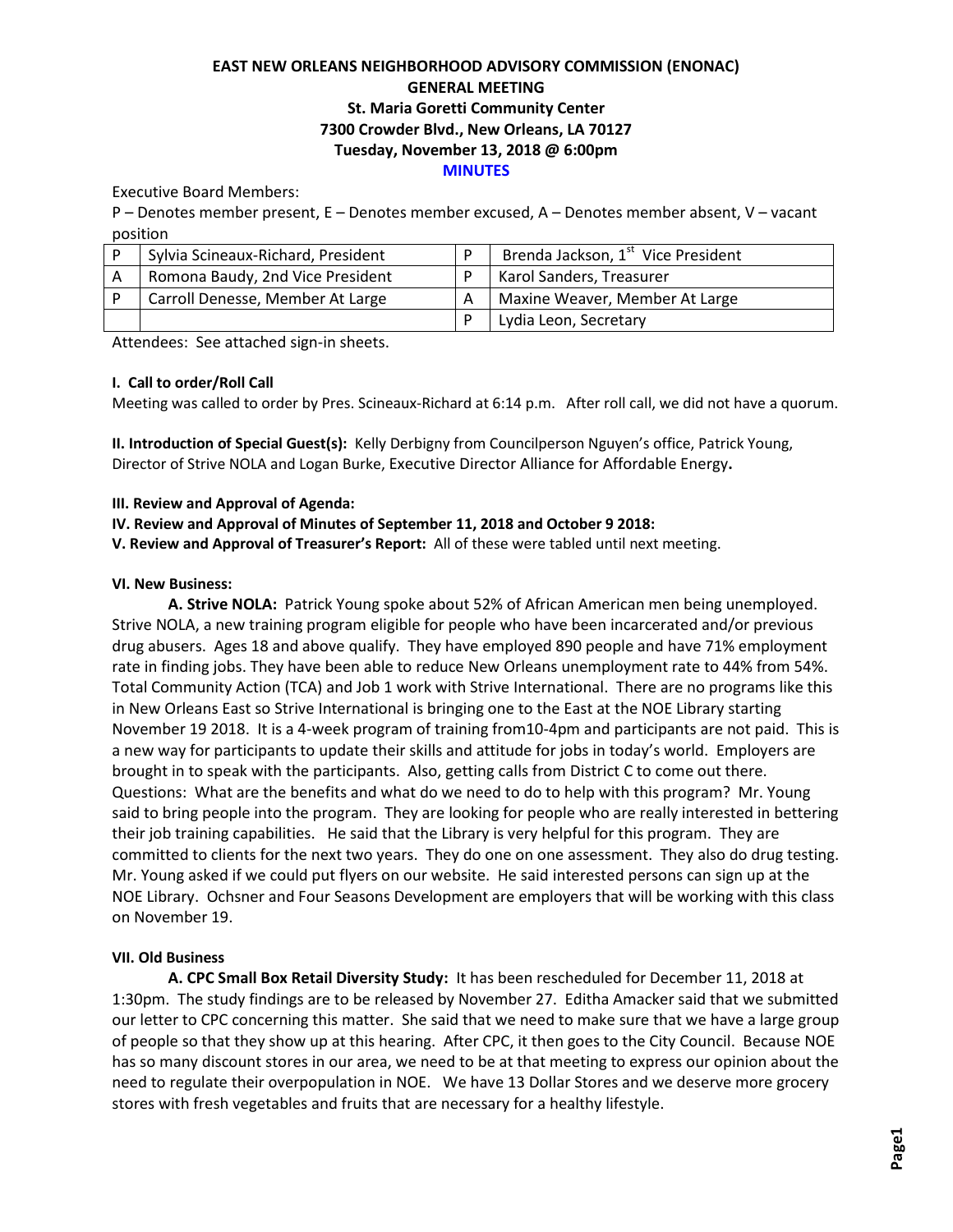# EAST NEW ORLEANS NEIGHBORHOOD ADVISORY COMMISSION (ENONAC)
## GENERAL MEETING
### St. Maria Goretti Community Center
### 7300 Crowder Blvd., New Orleans, LA 70127
### Tuesday, November 13, 2018 @ 6:00pm
### MINUTES

Executive Board Members:

P – Denotes member present, E – Denotes member excused, A – Denotes member absent, V – vacant position

| | | | |
|---|---|---|---|
| P | Sylvia Scineaux-Richard, President | P | Brenda Jackson, 1st Vice President |
| A | Romona Baudy, 2nd Vice President | P | Karol Sanders, Treasurer |
| P | Carroll Denesse, Member At Large | A | Maxine Weaver, Member At Large |
| | | P | Lydia Leon, Secretary |

Attendees: See attached sign-in sheets.

**I. Call to order/Roll Call**

Meeting was called to order by Pres. Scineaux-Richard at 6:14 p.m. After roll call, we did not have a quorum.

**II. Introduction of Special Guest(s):** Kelly Derbigny from Councilperson Nguyen's office, Patrick Young, Director of Strive NOLA and Logan Burke, Executive Director Alliance for Affordable Energy**.**

**III. Review and Approval of Agenda:**

**IV. Review and Approval of Minutes of September 11, 2018 and October 9 2018:**

**V. Review and Approval of Treasurer's Report:** All of these were tabled until next meeting.

**VI. New Business:**

**A. Strive NOLA:** Patrick Young spoke about 52% of African American men being unemployed. Strive NOLA, a new training program eligible for people who have been incarcerated and/or previous drug abusers. Ages 18 and above qualify. They have employed 890 people and have 71% employment rate in finding jobs. They have been able to reduce New Orleans unemployment rate to 44% from 54%. Total Community Action (TCA) and Job 1 work with Strive International. There are no programs like this in New Orleans East so Strive International is bringing one to the East at the NOE Library starting November 19 2018. It is a 4-week program of training from10-4pm and participants are not paid. This is a new way for participants to update their skills and attitude for jobs in today's world. Employers are brought in to speak with the participants. Also, getting calls from District C to come out there. Questions: What are the benefits and what do we need to do to help with this program? Mr. Young said to bring people into the program. They are looking for people who are really interested in bettering their job training capabilities. He said that the Library is very helpful for this program. They are committed to clients for the next two years. They do one on one assessment. They also do drug testing. Mr. Young asked if we could put flyers on our website. He said interested persons can sign up at the NOE Library. Ochsner and Four Seasons Development are employers that will be working with this class on November 19.

**VII. Old Business**

**A. CPC Small Box Retail Diversity Study:** It has been rescheduled for December 11, 2018 at 1:30pm. The study findings are to be released by November 27. Editha Amacker said that we submitted our letter to CPC concerning this matter. She said that we need to make sure that we have a large group of people so that they show up at this hearing. After CPC, it then goes to the City Council. Because NOE has so many discount stores in our area, we need to be at that meeting to express our opinion about the need to regulate their overpopulation in NOE. We have 13 Dollar Stores and we deserve more grocery stores with fresh vegetables and fruits that are necessary for a healthy lifestyle.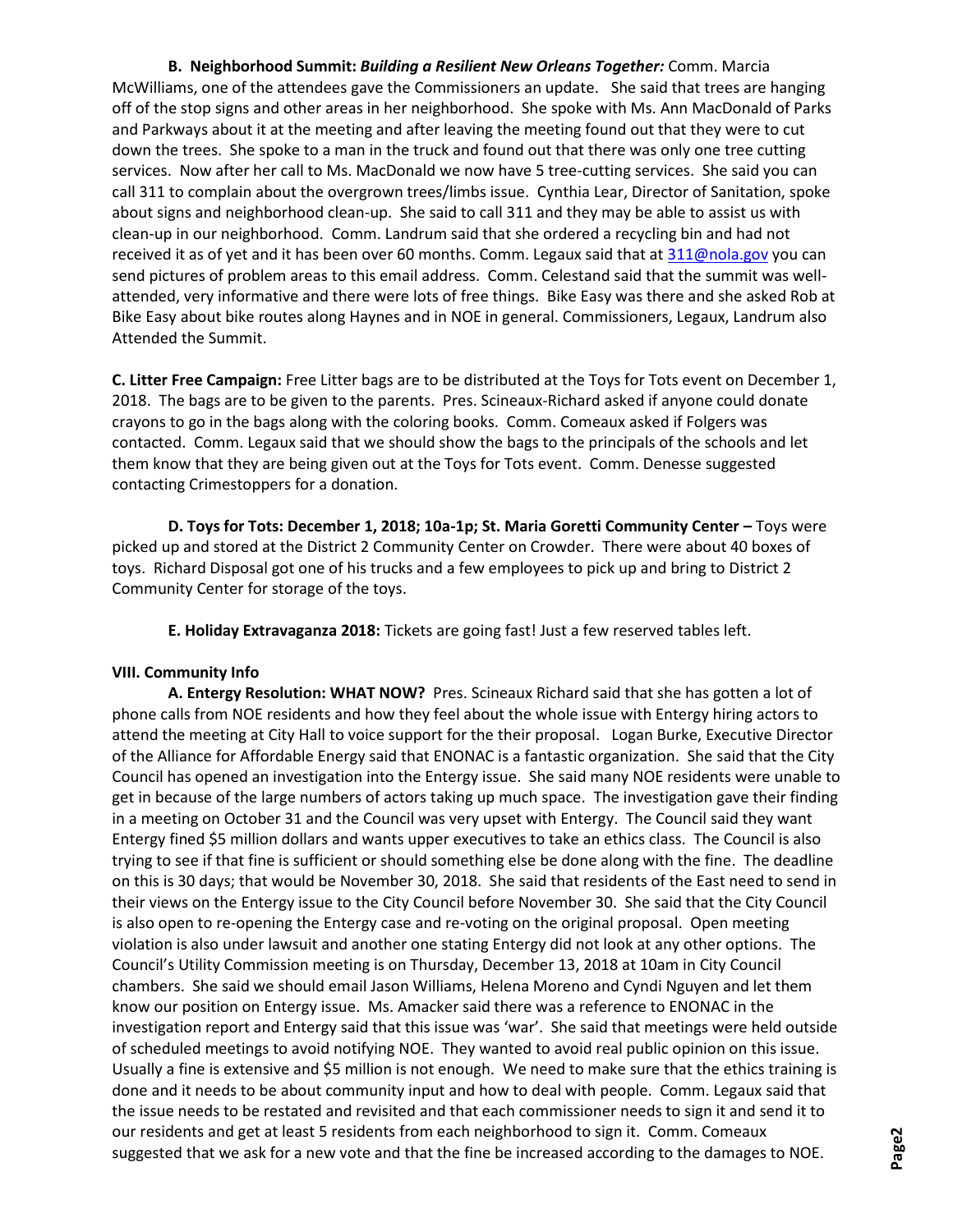**B. Neighborhood Summit:** ***Building a Resilient New Orleans Together:*** Comm. Marcia McWilliams, one of the attendees gave the Commissioners an update. She said that trees are hanging off of the stop signs and other areas in her neighborhood. She spoke with Ms. Ann MacDonald of Parks and Parkways about it at the meeting and after leaving the meeting found out that they were to cut down the trees. She spoke to a man in the truck and found out that there was only one tree cutting services. Now after her call to Ms. MacDonald we now have 5 tree-cutting services. She said you can call 311 to complain about the overgrown trees/limbs issue. Cynthia Lear, Director of Sanitation, spoke about signs and neighborhood clean-up. She said to call 311 and they may be able to assist us with clean-up in our neighborhood. Comm. Landrum said that she ordered a recycling bin and had not received it as of yet and it has been over 60 months. Comm. Legaux said that at [311@nola.gov](mailto:311@nola.gov) you can send pictures of problem areas to this email address. Comm. Celestand said that the summit was well-attended, very informative and there were lots of free things. Bike Easy was there and she asked Rob at Bike Easy about bike routes along Haynes and in NOE in general. Commissioners, Legaux, Landrum also Attended the Summit.

**C. Litter Free Campaign:** Free Litter bags are to be distributed at the Toys for Tots event on December 1, 2018. The bags are to be given to the parents. Pres. Scineaux-Richard asked if anyone could donate crayons to go in the bags along with the coloring books. Comm. Comeaux asked if Folgers was contacted. Comm. Legaux said that we should show the bags to the principals of the schools and let them know that they are being given out at the Toys for Tots event. Comm. Denesse suggested contacting Crimestoppers for a donation.

**D. Toys for Tots: December 1, 2018; 10a-1p; St. Maria Goretti Community Center –** Toys were picked up and stored at the District 2 Community Center on Crowder. There were about 40 boxes of toys. Richard Disposal got one of his trucks and a few employees to pick up and bring to District 2 Community Center for storage of the toys.

**E. Holiday Extravaganza 2018:** Tickets are going fast! Just a few reserved tables left.

**VIII. Community Info**

**A. Entergy Resolution: WHAT NOW?** Pres. Scineaux Richard said that she has gotten a lot of phone calls from NOE residents and how they feel about the whole issue with Entergy hiring actors to attend the meeting at City Hall to voice support for the their proposal. Logan Burke, Executive Director of the Alliance for Affordable Energy said that ENONAC is a fantastic organization. She said that the City Council has opened an investigation into the Entergy issue. She said many NOE residents were unable to get in because of the large numbers of actors taking up much space. The investigation gave their finding in a meeting on October 31 and the Council was very upset with Entergy. The Council said they want Entergy fined $5 million dollars and wants upper executives to take an ethics class. The Council is also trying to see if that fine is sufficient or should something else be done along with the fine. The deadline on this is 30 days; that would be November 30, 2018. She said that residents of the East need to send in their views on the Entergy issue to the City Council before November 30. She said that the City Council is also open to re-opening the Entergy case and re-voting on the original proposal. Open meeting violation is also under lawsuit and another one stating Entergy did not look at any other options. The Council's Utility Commission meeting is on Thursday, December 13, 2018 at 10am in City Council chambers. She said we should email Jason Williams, Helena Moreno and Cyndi Nguyen and let them know our position on Entergy issue. Ms. Amacker said there was a reference to ENONAC in the investigation report and Entergy said that this issue was 'war'. She said that meetings were held outside of scheduled meetings to avoid notifying NOE. They wanted to avoid real public opinion on this issue. Usually a fine is extensive and $5 million is not enough. We need to make sure that the ethics training is done and it needs to be about community input and how to deal with people. Comm. Legaux said that the issue needs to be restated and revisited and that each commissioner needs to sign it and send it to our residents and get at least 5 residents from each neighborhood to sign it. Comm. Comeaux suggested that we ask for a new vote and that the fine be increased according to the damages to NOE.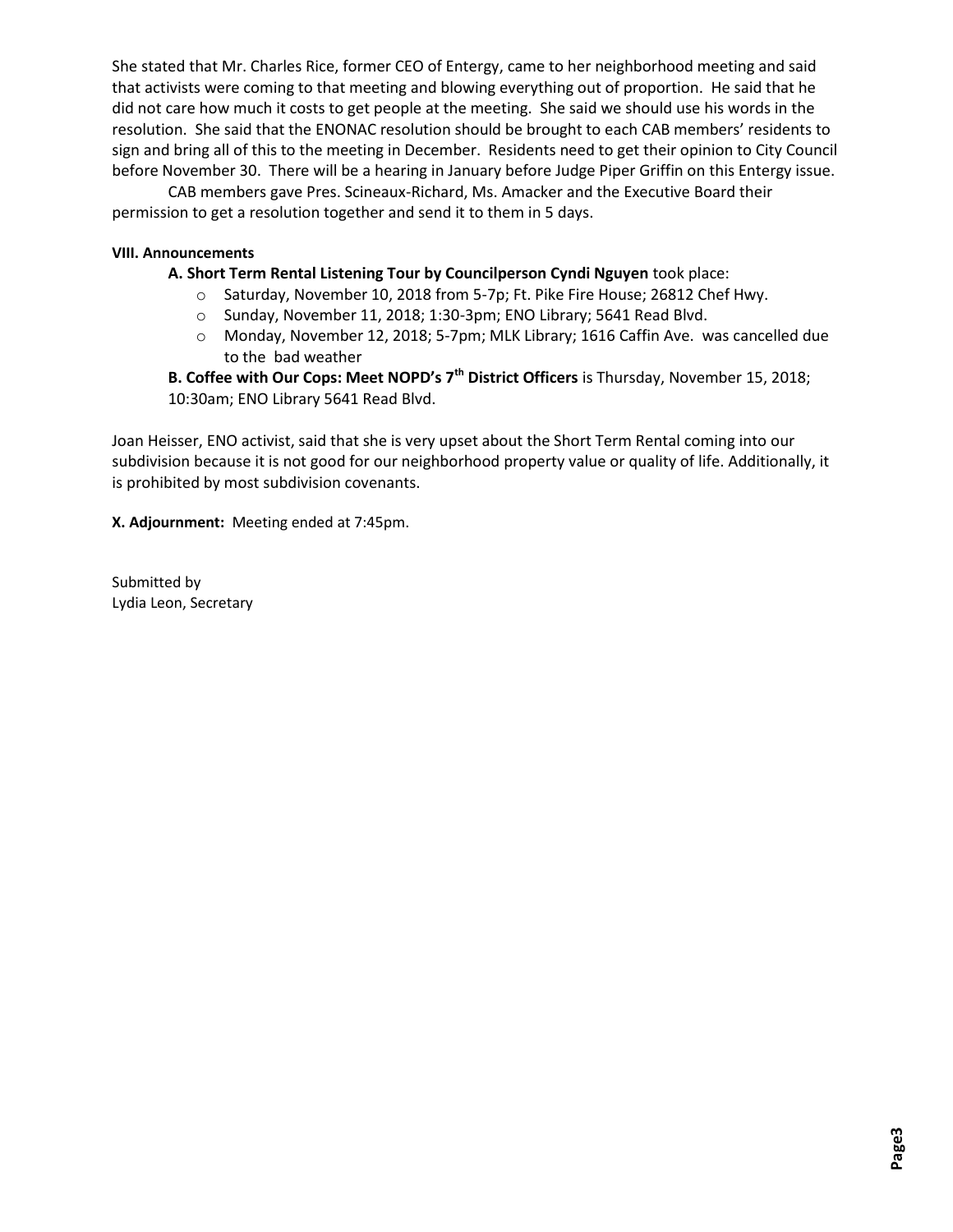She stated that Mr. Charles Rice, former CEO of Entergy, came to her neighborhood meeting and said that activists were coming to that meeting and blowing everything out of proportion. He said that he did not care how much it costs to get people at the meeting. She said we should use his words in the resolution. She said that the ENONAC resolution should be brought to each CAB members' residents to sign and bring all of this to the meeting in December. Residents need to get their opinion to City Council before November 30. There will be a hearing in January before Judge Piper Griffin on this Entergy issue.

CAB members gave Pres. Scineaux-Richard, Ms. Amacker and the Executive Board their permission to get a resolution together and send it to them in 5 days.

**VIII. Announcements**

**A. Short Term Rental Listening Tour by Councilperson Cyndi Nguyen** took place:

- Saturday, November 10, 2018 from 5-7p; Ft. Pike Fire House; 26812 Chef Hwy.
- Sunday, November 11, 2018; 1:30-3pm; ENO Library; 5641 Read Blvd.
- Monday, November 12, 2018; 5-7pm; MLK Library; 1616 Caffin Ave. was cancelled due to the bad weather

**B. Coffee with Our Cops: Meet NOPD's 7th District Officers** is Thursday, November 15, 2018; 10:30am; ENO Library 5641 Read Blvd.

Joan Heisser, ENO activist, said that she is very upset about the Short Term Rental coming into our subdivision because it is not good for our neighborhood property value or quality of life. Additionally, it is prohibited by most subdivision covenants.

**X. Adjournment:** Meeting ended at 7:45pm.

Submitted by
Lydia Leon, Secretary